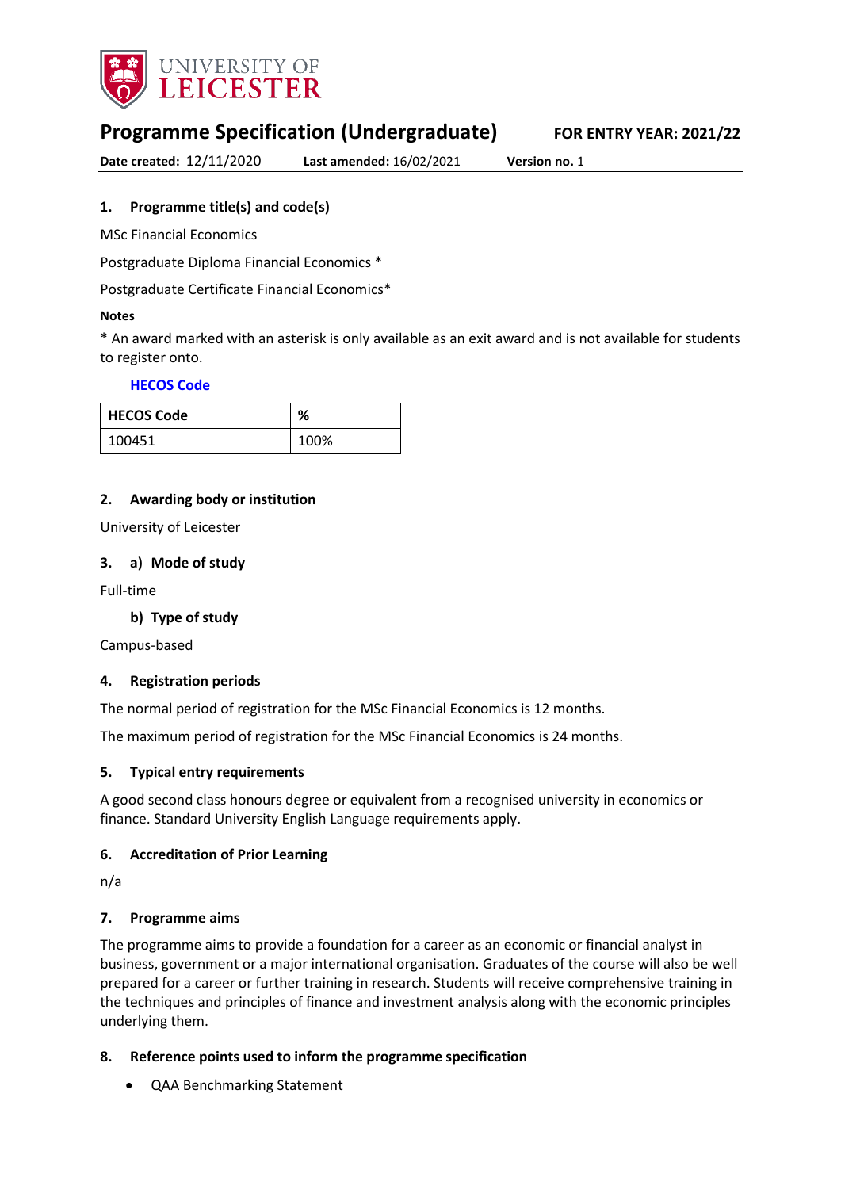UNIVERSITY OF LEICESTER

# Programme Specification (Undergraduate)

**FOR ENTRY YEAR: 2021/22**

**Date created:** 12/11/2020 **Last amended:** 16/02/2021 **Version no.** 1

## 1. Programme title(s) and code(s)

MSc Financial Economics

Postgraduate Diploma Financial Economics *

Postgraduate Certificate Financial Economics*

**Notes**

* An award marked with an asterisk is only available as an exit award and is not available for students to register onto.

**HECOS Code**

| HECOS Code | % |
|---|---|
| 100451 | 100% |

## 2. Awarding body or institution

University of Leicester

## 3. a) Mode of study

Full-time

### b) Type of study

Campus-based

## 4. Registration periods

The normal period of registration for the MSc Financial Economics is 12 months.

The maximum period of registration for the MSc Financial Economics is 24 months.

## 5. Typical entry requirements

A good second class honours degree or equivalent from a recognised university in economics or finance. Standard University English Language requirements apply.

## 6. Accreditation of Prior Learning

n/a

## 7. Programme aims

The programme aims to provide a foundation for a career as an economic or financial analyst in business, government or a major international organisation. Graduates of the course will also be well prepared for a career or further training in research. Students will receive comprehensive training in the techniques and principles of finance and investment analysis along with the economic principles underlying them.

## 8. Reference points used to inform the programme specification

- QAA Benchmarking Statement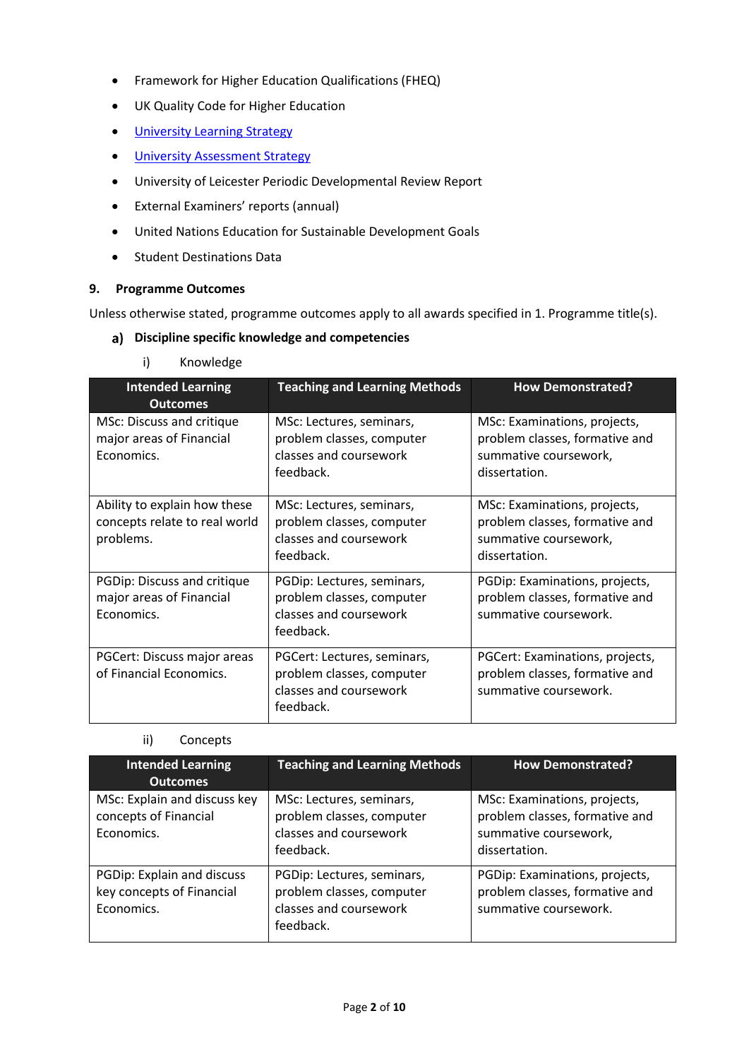- Framework for Higher Education Qualifications (FHEQ)
- UK Quality Code for Higher Education
- [University Learning Strategy]()
- [University Assessment Strategy]()
- University of Leicester Periodic Developmental Review Report
- External Examiners' reports (annual)
- United Nations Education for Sustainable Development Goals
- Student Destinations Data

### 9. Programme Outcomes

Unless otherwise stated, programme outcomes apply to all awards specified in 1. Programme title(s).

#### a) Discipline specific knowledge and competencies

i) Knowledge

| Intended Learning Outcomes | Teaching and Learning Methods | How Demonstrated? |
|---|---|---|
| MSc: Discuss and critique major areas of Financial Economics. | MSc: Lectures, seminars, problem classes, computer classes and coursework feedback. | MSc: Examinations, projects, problem classes, formative and summative coursework, dissertation. |
| Ability to explain how these concepts relate to real world problems. | MSc: Lectures, seminars, problem classes, computer classes and coursework feedback. | MSc: Examinations, projects, problem classes, formative and summative coursework, dissertation. |
| PGDip: Discuss and critique major areas of Financial Economics. | PGDip: Lectures, seminars, problem classes, computer classes and coursework feedback. | PGDip: Examinations, projects, problem classes, formative and summative coursework. |
| PGCert: Discuss major areas of Financial Economics. | PGCert: Lectures, seminars, problem classes, computer classes and coursework feedback. | PGCert: Examinations, projects, problem classes, formative and summative coursework. |

ii) Concepts

| Intended Learning Outcomes | Teaching and Learning Methods | How Demonstrated? |
|---|---|---|
| MSc: Explain and discuss key concepts of Financial Economics. | MSc: Lectures, seminars, problem classes, computer classes and coursework feedback. | MSc: Examinations, projects, problem classes, formative and summative coursework, dissertation. |
| PGDip: Explain and discuss key concepts of Financial Economics. | PGDip: Lectures, seminars, problem classes, computer classes and coursework feedback. | PGDip: Examinations, projects, problem classes, formative and summative coursework. |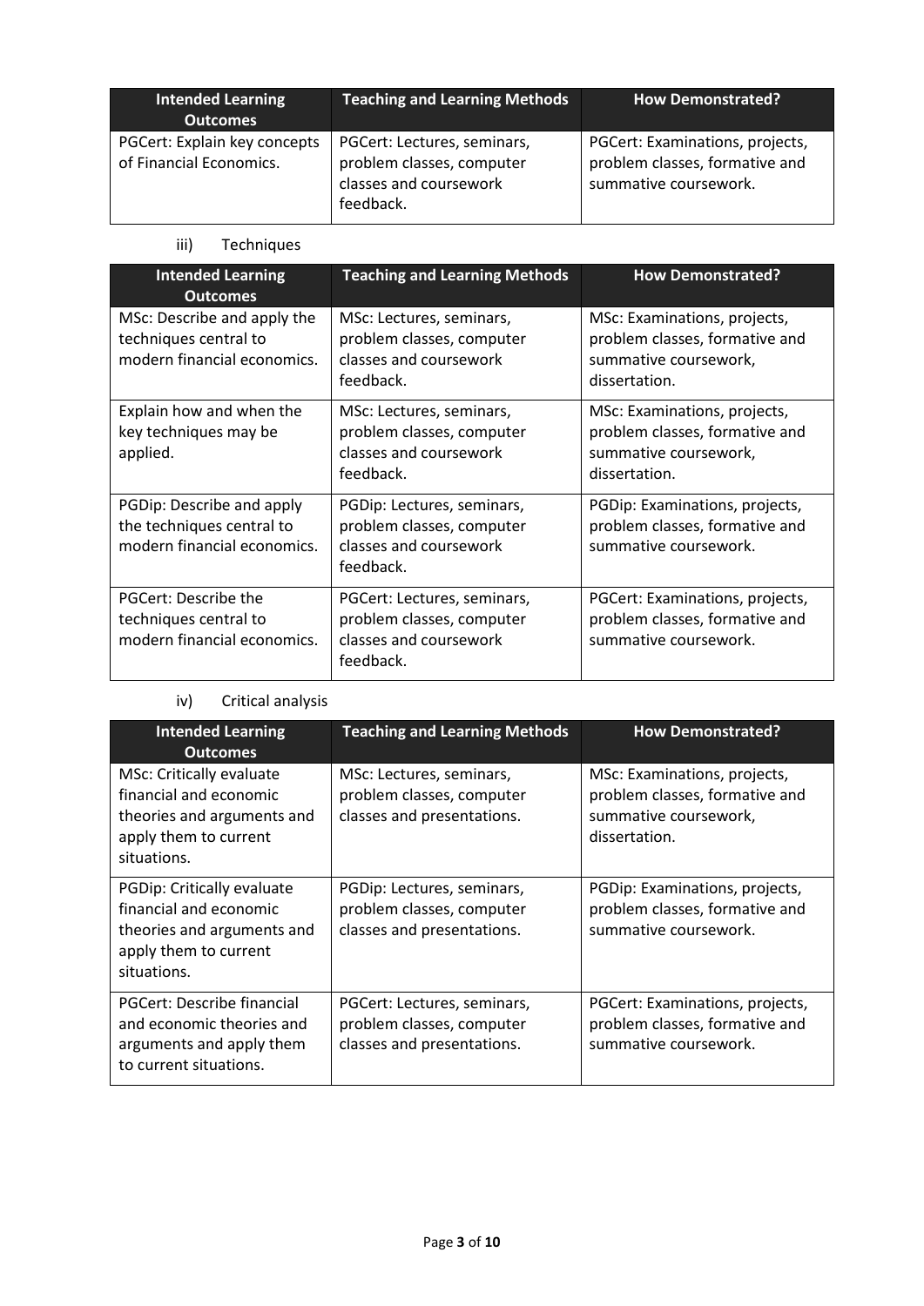| Intended Learning Outcomes | Teaching and Learning Methods | How Demonstrated? |
| --- | --- | --- |
| PGCert: Explain key concepts of Financial Economics. | PGCert: Lectures, seminars, problem classes, computer classes and coursework feedback. | PGCert: Examinations, projects, problem classes, formative and summative coursework. |

iii) Techniques

| Intended Learning Outcomes | Teaching and Learning Methods | How Demonstrated? |
| --- | --- | --- |
| MSc: Describe and apply the techniques central to modern financial economics. | MSc: Lectures, seminars, problem classes, computer classes and coursework feedback. | MSc: Examinations, projects, problem classes, formative and summative coursework, dissertation. |
| Explain how and when the key techniques may be applied. | MSc: Lectures, seminars, problem classes, computer classes and coursework feedback. | MSc: Examinations, projects, problem classes, formative and summative coursework, dissertation. |
| PGDip: Describe and apply the techniques central to modern financial economics. | PGDip: Lectures, seminars, problem classes, computer classes and coursework feedback. | PGDip: Examinations, projects, problem classes, formative and summative coursework. |
| PGCert: Describe the techniques central to modern financial economics. | PGCert: Lectures, seminars, problem classes, computer classes and coursework feedback. | PGCert: Examinations, projects, problem classes, formative and summative coursework. |

iv) Critical analysis

| Intended Learning Outcomes | Teaching and Learning Methods | How Demonstrated? |
| --- | --- | --- |
| MSc: Critically evaluate financial and economic theories and arguments and apply them to current situations. | MSc: Lectures, seminars, problem classes, computer classes and presentations. | MSc: Examinations, projects, problem classes, formative and summative coursework, dissertation. |
| PGDip: Critically evaluate financial and economic theories and arguments and apply them to current situations. | PGDip: Lectures, seminars, problem classes, computer classes and presentations. | PGDip: Examinations, projects, problem classes, formative and summative coursework. |
| PGCert: Describe financial and economic theories and arguments and apply them to current situations. | PGCert: Lectures, seminars, problem classes, computer classes and presentations. | PGCert: Examinations, projects, problem classes, formative and summative coursework. |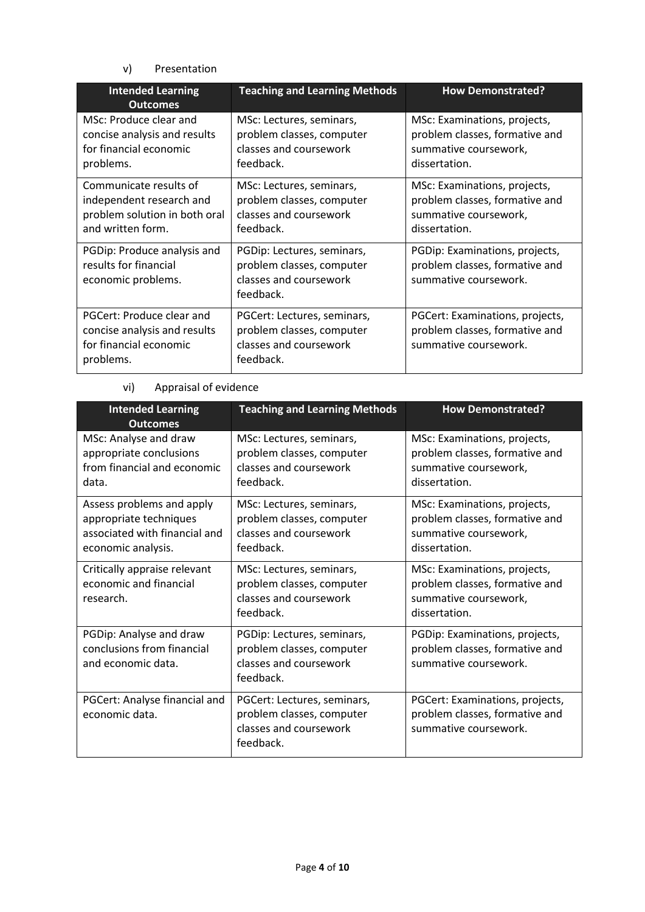v) Presentation

| Intended Learning Outcomes | Teaching and Learning Methods | How Demonstrated? |
|---|---|---|
| MSc: Produce clear and concise analysis and results for financial economic problems. | MSc: Lectures, seminars, problem classes, computer classes and coursework feedback. | MSc: Examinations, projects, problem classes, formative and summative coursework, dissertation. |
| Communicate results of independent research and problem solution in both oral and written form. | MSc: Lectures, seminars, problem classes, computer classes and coursework feedback. | MSc: Examinations, projects, problem classes, formative and summative coursework, dissertation. |
| PGDip: Produce analysis and results for financial economic problems. | PGDip: Lectures, seminars, problem classes, computer classes and coursework feedback. | PGDip: Examinations, projects, problem classes, formative and summative coursework. |
| PGCert: Produce clear and concise analysis and results for financial economic problems. | PGCert: Lectures, seminars, problem classes, computer classes and coursework feedback. | PGCert: Examinations, projects, problem classes, formative and summative coursework. |

vi) Appraisal of evidence

| Intended Learning Outcomes | Teaching and Learning Methods | How Demonstrated? |
|---|---|---|
| MSc: Analyse and draw appropriate conclusions from financial and economic data. | MSc: Lectures, seminars, problem classes, computer classes and coursework feedback. | MSc: Examinations, projects, problem classes, formative and summative coursework, dissertation. |
| Assess problems and apply appropriate techniques associated with financial and economic analysis. | MSc: Lectures, seminars, problem classes, computer classes and coursework feedback. | MSc: Examinations, projects, problem classes, formative and summative coursework, dissertation. |
| Critically appraise relevant economic and financial research. | MSc: Lectures, seminars, problem classes, computer classes and coursework feedback. | MSc: Examinations, projects, problem classes, formative and summative coursework, dissertation. |
| PGDip: Analyse and draw conclusions from financial and economic data. | PGDip: Lectures, seminars, problem classes, computer classes and coursework feedback. | PGDip: Examinations, projects, problem classes, formative and summative coursework. |
| PGCert: Analyse financial and economic data. | PGCert: Lectures, seminars, problem classes, computer classes and coursework feedback. | PGCert: Examinations, projects, problem classes, formative and summative coursework. |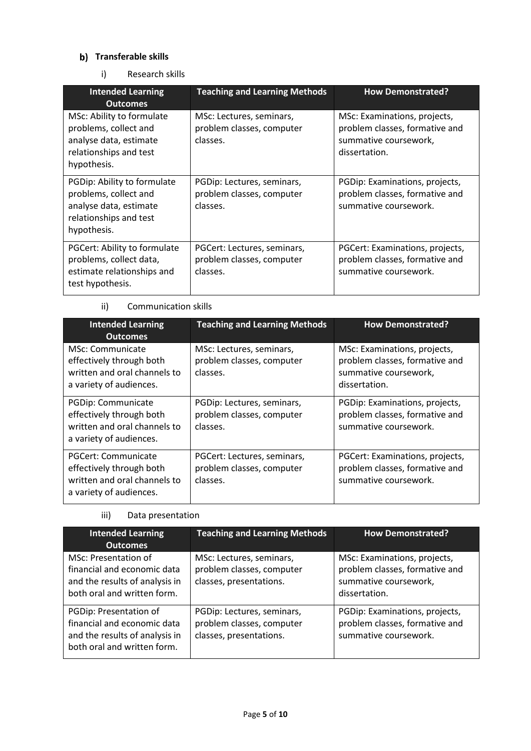### b) Transferable skills

i) Research skills

| Intended Learning Outcomes | Teaching and Learning Methods | How Demonstrated? |
|---|---|---|
| MSc: Ability to formulate problems, collect and analyse data, estimate relationships and test hypothesis. | MSc: Lectures, seminars, problem classes, computer classes. | MSc: Examinations, projects, problem classes, formative and summative coursework, dissertation. |
| PGDip: Ability to formulate problems, collect and analyse data, estimate relationships and test hypothesis. | PGDip: Lectures, seminars, problem classes, computer classes. | PGDip: Examinations, projects, problem classes, formative and summative coursework. |
| PGCert: Ability to formulate problems, collect data, estimate relationships and test hypothesis. | PGCert: Lectures, seminars, problem classes, computer classes. | PGCert: Examinations, projects, problem classes, formative and summative coursework. |

ii) Communication skills

| Intended Learning Outcomes | Teaching and Learning Methods | How Demonstrated? |
|---|---|---|
| MSc: Communicate effectively through both written and oral channels to a variety of audiences. | MSc: Lectures, seminars, problem classes, computer classes. | MSc: Examinations, projects, problem classes, formative and summative coursework, dissertation. |
| PGDip: Communicate effectively through both written and oral channels to a variety of audiences. | PGDip: Lectures, seminars, problem classes, computer classes. | PGDip: Examinations, projects, problem classes, formative and summative coursework. |
| PGCert: Communicate effectively through both written and oral channels to a variety of audiences. | PGCert: Lectures, seminars, problem classes, computer classes. | PGCert: Examinations, projects, problem classes, formative and summative coursework. |

iii) Data presentation

| Intended Learning Outcomes | Teaching and Learning Methods | How Demonstrated? |
|---|---|---|
| MSc: Presentation of financial and economic data and the results of analysis in both oral and written form. | MSc: Lectures, seminars, problem classes, computer classes, presentations. | MSc: Examinations, projects, problem classes, formative and summative coursework, dissertation. |
| PGDip: Presentation of financial and economic data and the results of analysis in both oral and written form. | PGDip: Lectures, seminars, problem classes, computer classes, presentations. | PGDip: Examinations, projects, problem classes, formative and summative coursework. |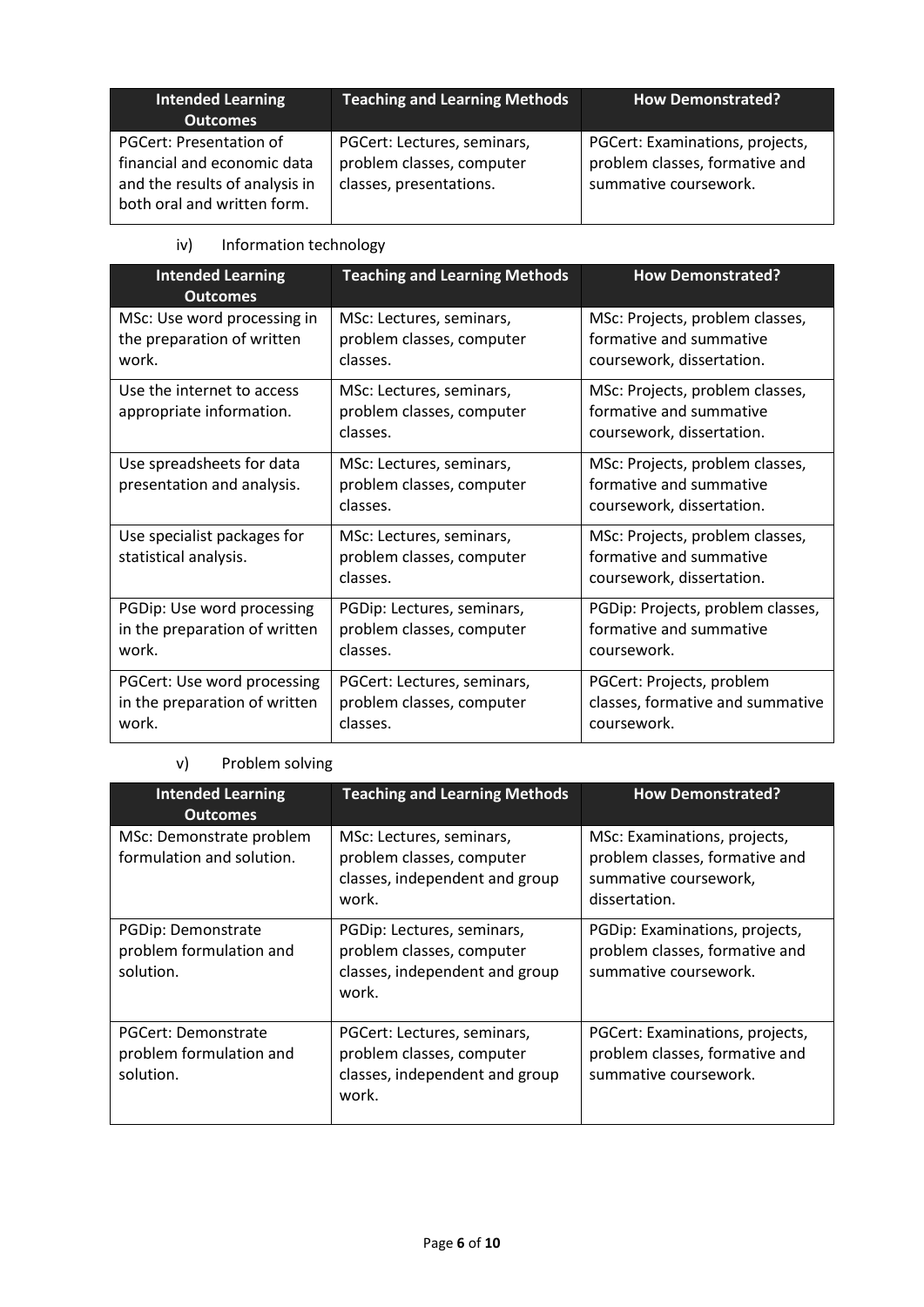| Intended Learning Outcomes | Teaching and Learning Methods | How Demonstrated? |
|---|---|---|
| PGCert: Presentation of financial and economic data and the results of analysis in both oral and written form. | PGCert: Lectures, seminars, problem classes, computer classes, presentations. | PGCert: Examinations, projects, problem classes, formative and summative coursework. |

iv) Information technology

| Intended Learning Outcomes | Teaching and Learning Methods | How Demonstrated? |
|---|---|---|
| MSc: Use word processing in the preparation of written work. | MSc: Lectures, seminars, problem classes, computer classes. | MSc: Projects, problem classes, formative and summative coursework, dissertation. |
| Use the internet to access appropriate information. | MSc: Lectures, seminars, problem classes, computer classes. | MSc: Projects, problem classes, formative and summative coursework, dissertation. |
| Use spreadsheets for data presentation and analysis. | MSc: Lectures, seminars, problem classes, computer classes. | MSc: Projects, problem classes, formative and summative coursework, dissertation. |
| Use specialist packages for statistical analysis. | MSc: Lectures, seminars, problem classes, computer classes. | MSc: Projects, problem classes, formative and summative coursework, dissertation. |
| PGDip: Use word processing in the preparation of written work. | PGDip: Lectures, seminars, problem classes, computer classes. | PGDip: Projects, problem classes, formative and summative coursework. |
| PGCert: Use word processing in the preparation of written work. | PGCert: Lectures, seminars, problem classes, computer classes. | PGCert: Projects, problem classes, formative and summative coursework. |

v) Problem solving

| Intended Learning Outcomes | Teaching and Learning Methods | How Demonstrated? |
|---|---|---|
| MSc: Demonstrate problem formulation and solution. | MSc: Lectures, seminars, problem classes, computer classes, independent and group work. | MSc: Examinations, projects, problem classes, formative and summative coursework, dissertation. |
| PGDip: Demonstrate problem formulation and solution. | PGDip: Lectures, seminars, problem classes, computer classes, independent and group work. | PGDip: Examinations, projects, problem classes, formative and summative coursework. |
| PGCert: Demonstrate problem formulation and solution. | PGCert: Lectures, seminars, problem classes, computer classes, independent and group work. | PGCert: Examinations, projects, problem classes, formative and summative coursework. |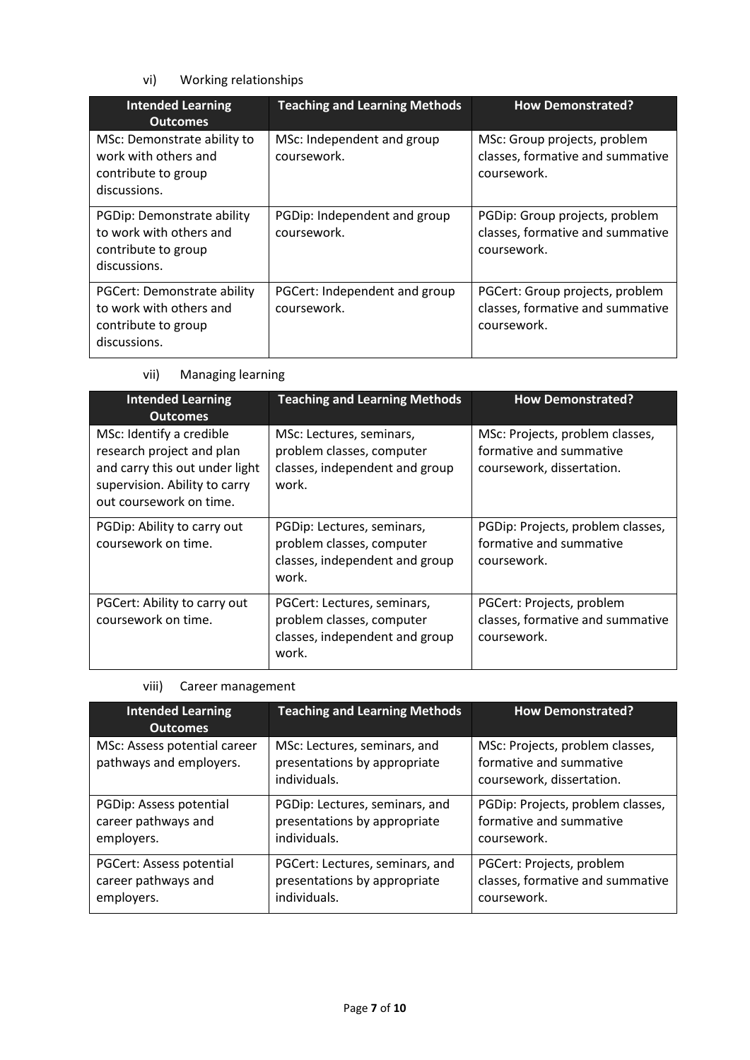vi) Working relationships

| Intended Learning Outcomes | Teaching and Learning Methods | How Demonstrated? |
|---|---|---|
| MSc: Demonstrate ability to work with others and contribute to group discussions. | MSc: Independent and group coursework. | MSc: Group projects, problem classes, formative and summative coursework. |
| PGDip: Demonstrate ability to work with others and contribute to group discussions. | PGDip: Independent and group coursework. | PGDip: Group projects, problem classes, formative and summative coursework. |
| PGCert: Demonstrate ability to work with others and contribute to group discussions. | PGCert: Independent and group coursework. | PGCert: Group projects, problem classes, formative and summative coursework. |

vii) Managing learning

| Intended Learning Outcomes | Teaching and Learning Methods | How Demonstrated? |
|---|---|---|
| MSc: Identify a credible research project and plan and carry this out under light supervision. Ability to carry out coursework on time. | MSc: Lectures, seminars, problem classes, computer classes, independent and group work. | MSc: Projects, problem classes, formative and summative coursework, dissertation. |
| PGDip: Ability to carry out coursework on time. | PGDip: Lectures, seminars, problem classes, computer classes, independent and group work. | PGDip: Projects, problem classes, formative and summative coursework. |
| PGCert: Ability to carry out coursework on time. | PGCert: Lectures, seminars, problem classes, computer classes, independent and group work. | PGCert: Projects, problem classes, formative and summative coursework. |

viii) Career management

| Intended Learning Outcomes | Teaching and Learning Methods | How Demonstrated? |
|---|---|---|
| MSc: Assess potential career pathways and employers. | MSc: Lectures, seminars, and presentations by appropriate individuals. | MSc: Projects, problem classes, formative and summative coursework, dissertation. |
| PGDip: Assess potential career pathways and employers. | PGDip: Lectures, seminars, and presentations by appropriate individuals. | PGDip: Projects, problem classes, formative and summative coursework. |
| PGCert: Assess potential career pathways and employers. | PGCert: Lectures, seminars, and presentations by appropriate individuals. | PGCert: Projects, problem classes, formative and summative coursework. |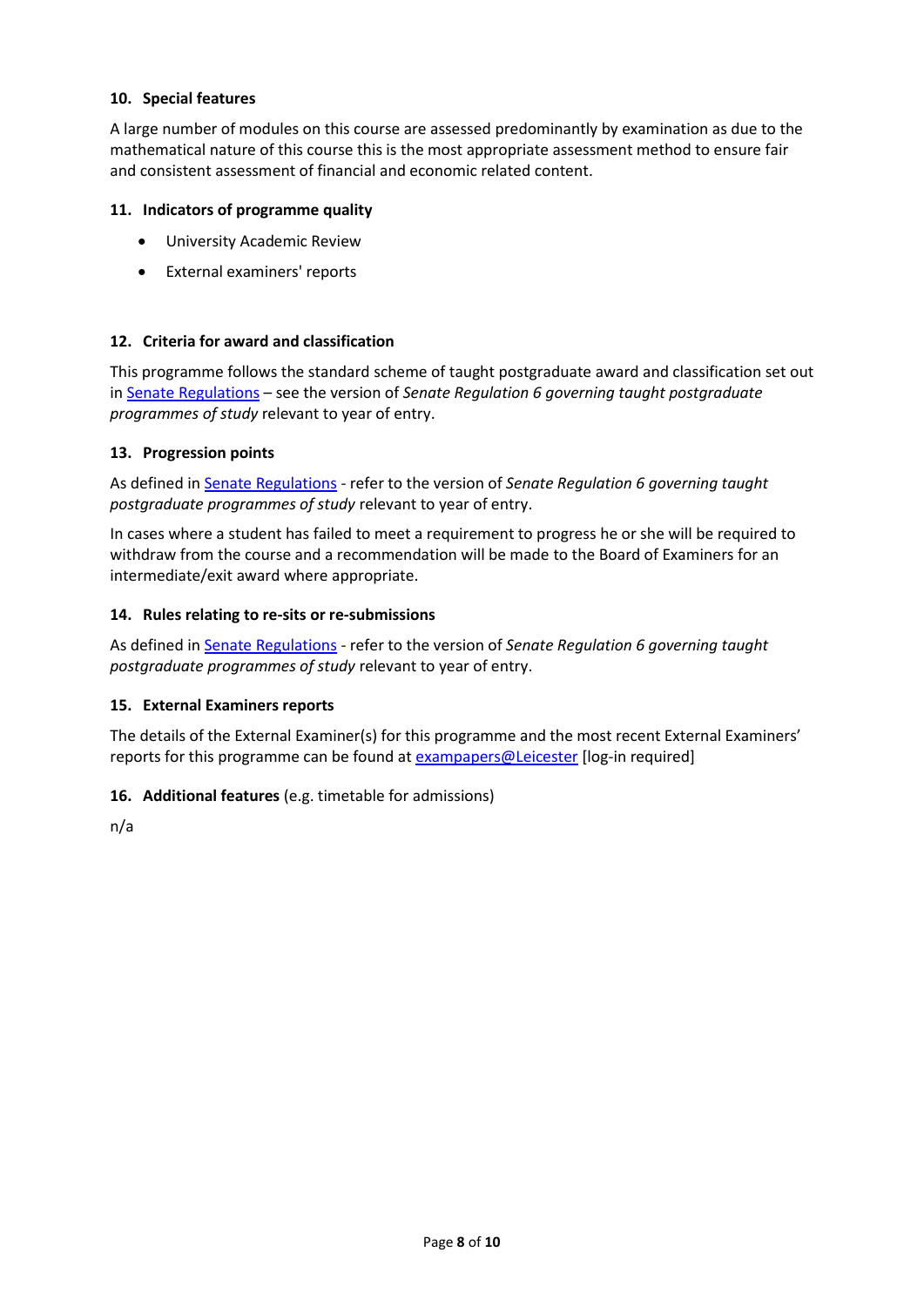### 10. Special features

A large number of modules on this course are assessed predominantly by examination as due to the mathematical nature of this course this is the most appropriate assessment method to ensure fair and consistent assessment of financial and economic related content.

### 11. Indicators of programme quality

- University Academic Review
- External examiners' reports

### 12. Criteria for award and classification

This programme follows the standard scheme of taught postgraduate award and classification set out in Senate Regulations – see the version of *Senate Regulation 6 governing taught postgraduate programmes of study* relevant to year of entry.

### 13. Progression points

As defined in Senate Regulations - refer to the version of *Senate Regulation 6 governing taught postgraduate programmes of study* relevant to year of entry.

In cases where a student has failed to meet a requirement to progress he or she will be required to withdraw from the course and a recommendation will be made to the Board of Examiners for an intermediate/exit award where appropriate.

### 14. Rules relating to re-sits or re-submissions

As defined in Senate Regulations - refer to the version of *Senate Regulation 6 governing taught postgraduate programmes of study* relevant to year of entry.

### 15. External Examiners reports

The details of the External Examiner(s) for this programme and the most recent External Examiners' reports for this programme can be found at exampapers@Leicester [log-in required]

### 16. Additional features (e.g. timetable for admissions)

n/a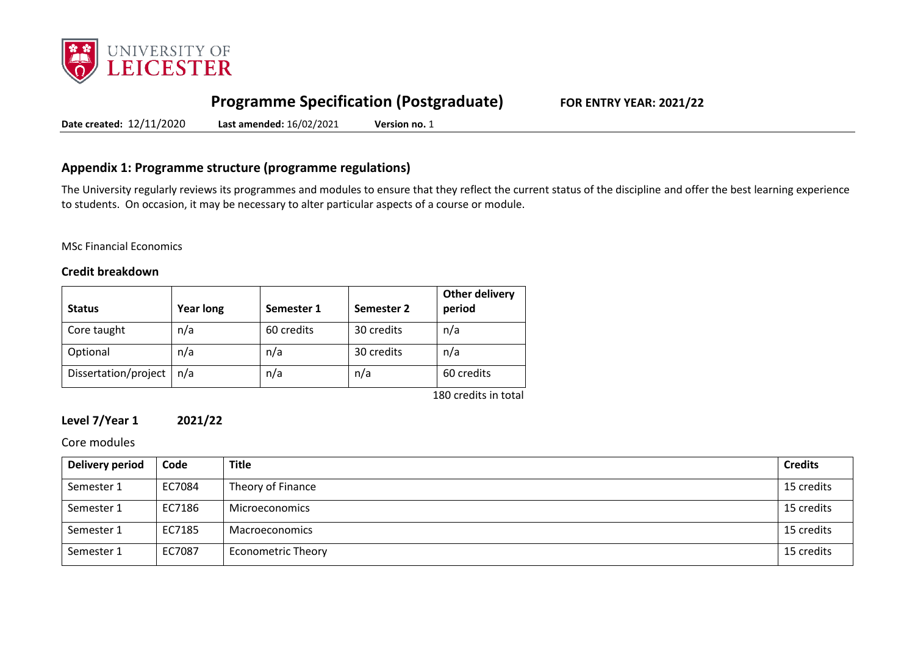## Programme Specification (Postgraduate)

**FOR ENTRY YEAR: 2021/22**

**Date created:** 12/11/2020 **Last amended:** 16/02/2021 **Version no.** 1

## Appendix 1: Programme structure (programme regulations)

The University regularly reviews its programmes and modules to ensure that they reflect the current status of the discipline and offer the best learning experience to students. On occasion, it may be necessary to alter particular aspects of a course or module.

MSc Financial Economics

### Credit breakdown

| Status | Year long | Semester 1 | Semester 2 | Other delivery period |
|---|---|---|---|---|
| Core taught | n/a | 60 credits | 30 credits | n/a |
| Optional | n/a | n/a | 30 credits | n/a |
| Dissertation/project | n/a | n/a | n/a | 60 credits |

180 credits in total

### Level 7/Year 1 2021/22

Core modules

| Delivery period | Code | Title | Credits |
|---|---|---|---|
| Semester 1 | EC7084 | Theory of Finance | 15 credits |
| Semester 1 | EC7186 | Microeconomics | 15 credits |
| Semester 1 | EC7185 | Macroeconomics | 15 credits |
| Semester 1 | EC7087 | Econometric Theory | 15 credits |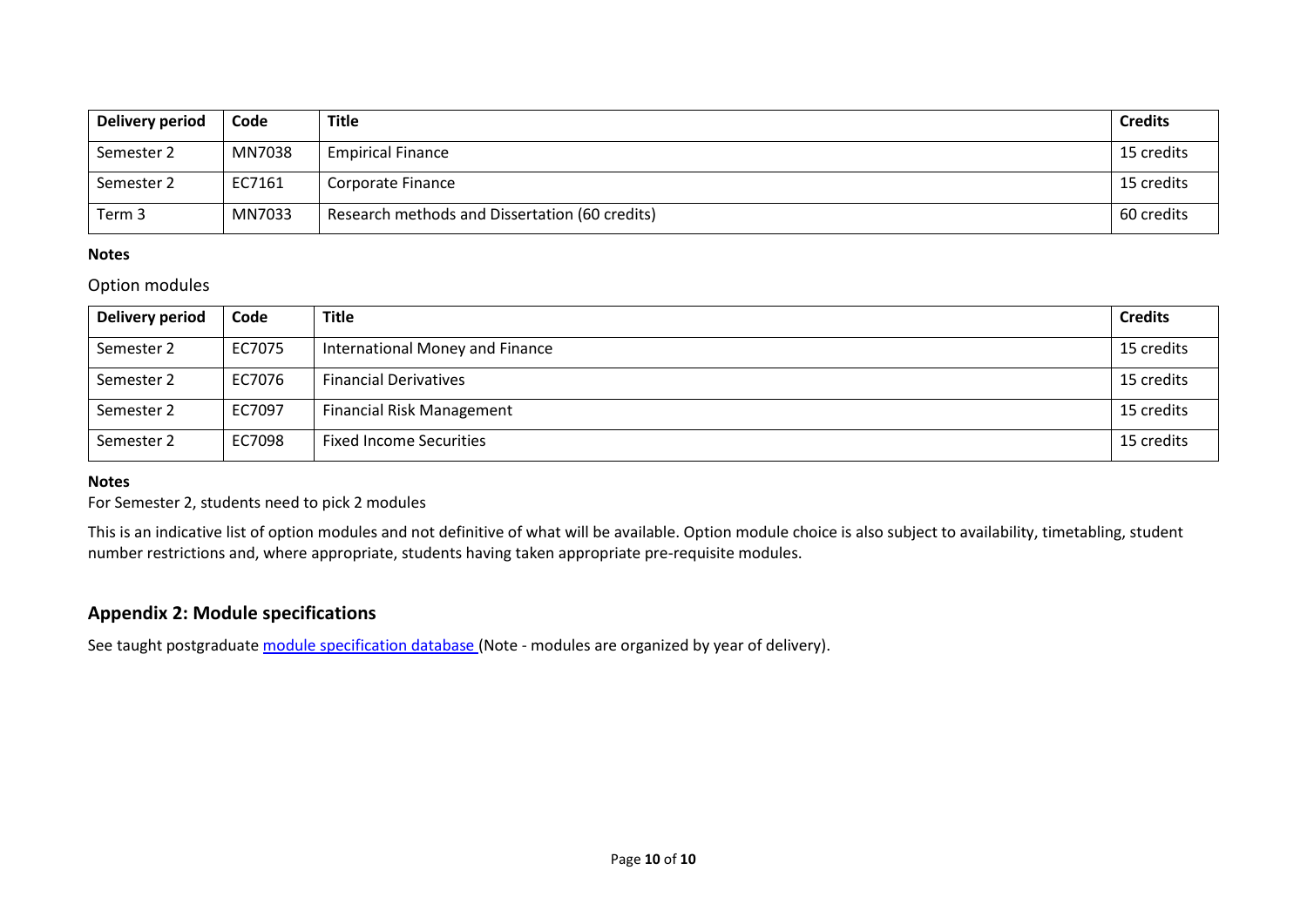| Delivery period | Code | Title | Credits |
|---|---|---|---|
| Semester 2 | MN7038 | Empirical Finance | 15 credits |
| Semester 2 | EC7161 | Corporate Finance | 15 credits |
| Term 3 | MN7033 | Research methods and Dissertation (60 credits) | 60 credits |

**Notes**

Option modules

| Delivery period | Code | Title | Credits |
|---|---|---|---|
| Semester 2 | EC7075 | International Money and Finance | 15 credits |
| Semester 2 | EC7076 | Financial Derivatives | 15 credits |
| Semester 2 | EC7097 | Financial Risk Management | 15 credits |
| Semester 2 | EC7098 | Fixed Income Securities | 15 credits |

**Notes**

For Semester 2, students need to pick 2 modules

This is an indicative list of option modules and not definitive of what will be available. Option module choice is also subject to availability, timetabling, student number restrictions and, where appropriate, students having taken appropriate pre-requisite modules.

## Appendix 2: Module specifications

See taught postgraduate module specification database (Note - modules are organized by year of delivery).